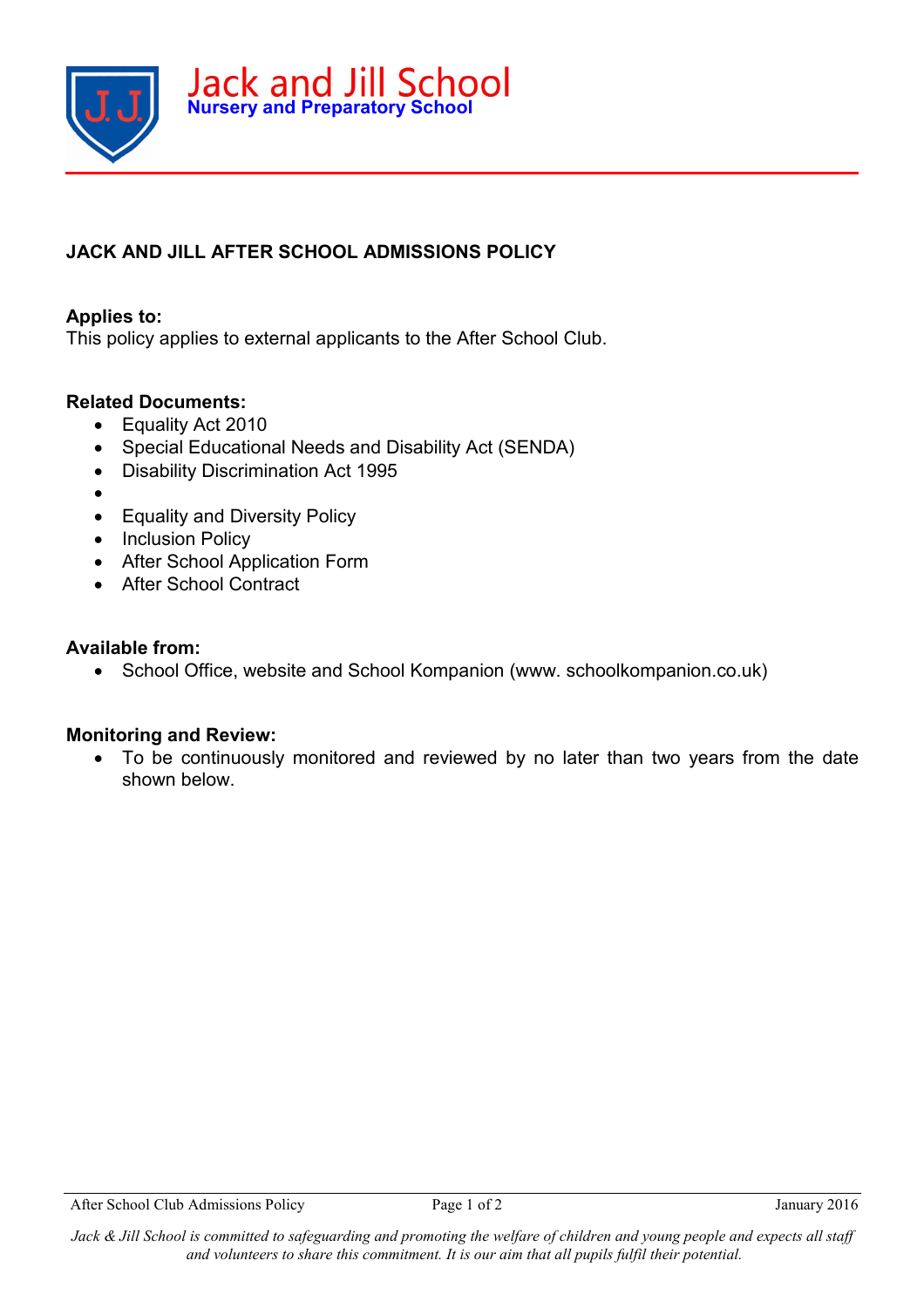Jack and Jill School
**Nursery and Preparatory School**

# JACK AND JILL AFTER SCHOOL ADMISSIONS POLICY

**Applies to:**
This policy applies to external applicants to the After School Club.

**Related Documents:**

- Equality Act 2010
- Special Educational Needs and Disability Act (SENDA)
- Disability Discrimination Act 1995
- 
- Equality and Diversity Policy
- Inclusion Policy
- After School Application Form
- After School Contract

**Available from:**

- School Office, website and School Kompanion (www. schoolkompanion.co.uk)

**Monitoring and Review:**

- To be continuously monitored and reviewed by no later than two years from the date shown below.

January 2016

*Jack & Jill School is committed to safeguarding and promoting the welfare of children and young people and expects all staff and volunteers to share this commitment. It is our aim that all pupils fulfil their potential.*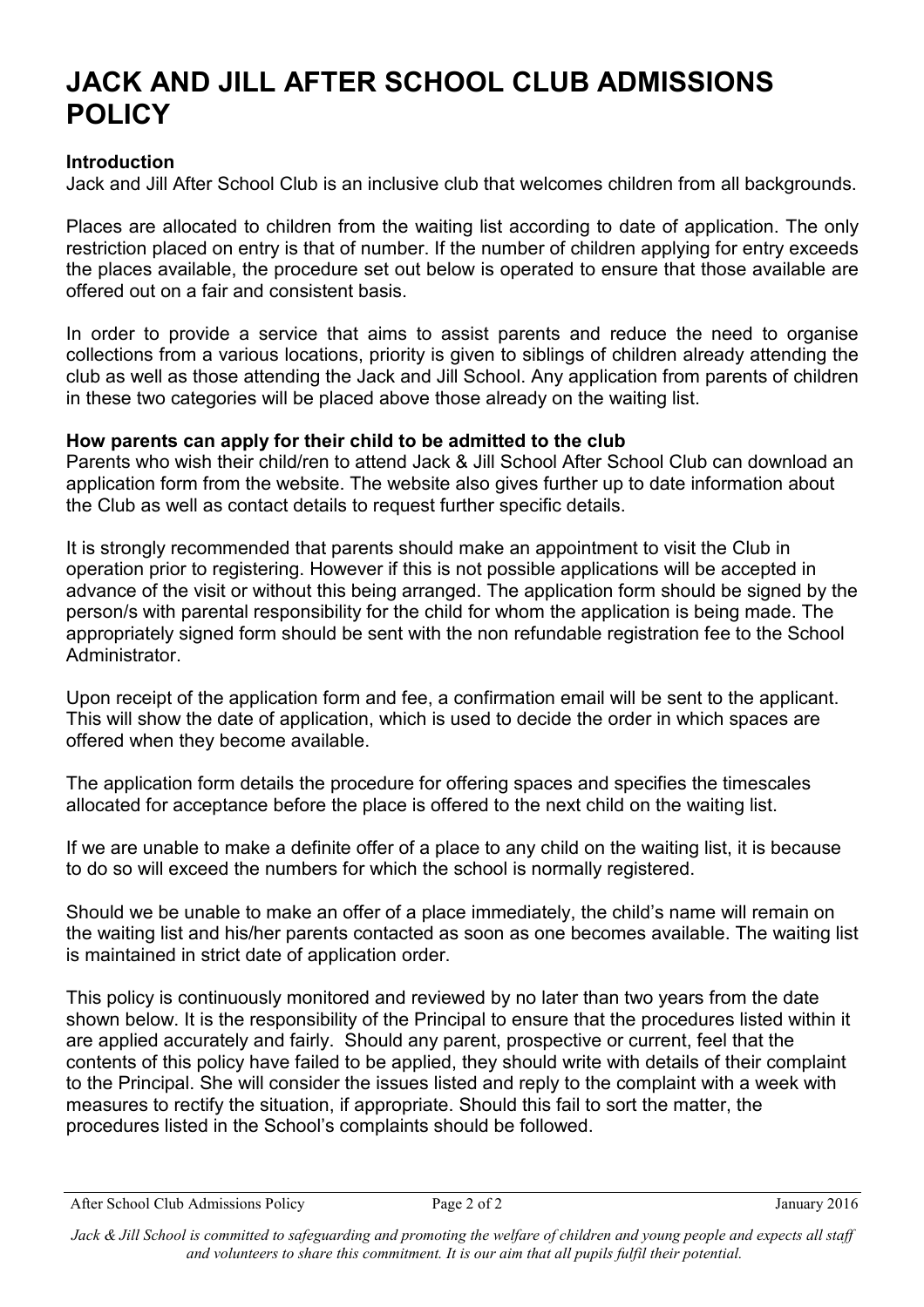# JACK AND JILL AFTER SCHOOL CLUB ADMISSIONS POLICY

**Introduction**

Jack and Jill After School Club is an inclusive club that welcomes children from all backgrounds.

Places are allocated to children from the waiting list according to date of application. The only restriction placed on entry is that of number. If the number of children applying for entry exceeds the places available, the procedure set out below is operated to ensure that those available are offered out on a fair and consistent basis.

In order to provide a service that aims to assist parents and reduce the need to organise collections from a various locations, priority is given to siblings of children already attending the club as well as those attending the Jack and Jill School. Any application from parents of children in these two categories will be placed above those already on the waiting list.

**How parents can apply for their child to be admitted to the club**

Parents who wish their child/ren to attend Jack & Jill School After School Club can download an application form from the website. The website also gives further up to date information about the Club as well as contact details to request further specific details.

It is strongly recommended that parents should make an appointment to visit the Club in operation prior to registering. However if this is not possible applications will be accepted in advance of the visit or without this being arranged. The application form should be signed by the person/s with parental responsibility for the child for whom the application is being made. The appropriately signed form should be sent with the non refundable registration fee to the School Administrator.

Upon receipt of the application form and fee, a confirmation email will be sent to the applicant. This will show the date of application, which is used to decide the order in which spaces are offered when they become available.

The application form details the procedure for offering spaces and specifies the timescales allocated for acceptance before the place is offered to the next child on the waiting list.

If we are unable to make a definite offer of a place to any child on the waiting list, it is because to do so will exceed the numbers for which the school is normally registered.

Should we be unable to make an offer of a place immediately, the child's name will remain on the waiting list and his/her parents contacted as soon as one becomes available. The waiting list is maintained in strict date of application order.

This policy is continuously monitored and reviewed by no later than two years from the date shown below. It is the responsibility of the Principal to ensure that the procedures listed within it are applied accurately and fairly. Should any parent, prospective or current, feel that the contents of this policy have failed to be applied, they should write with details of their complaint to the Principal. She will consider the issues listed and reply to the complaint with a week with measures to rectify the situation, if appropriate. Should this fail to sort the matter, the procedures listed in the School's complaints should be followed.

January 2016

*Jack & Jill School is committed to safeguarding and promoting the welfare of children and young people and expects all staff and volunteers to share this commitment. It is our aim that all pupils fulfil their potential.*